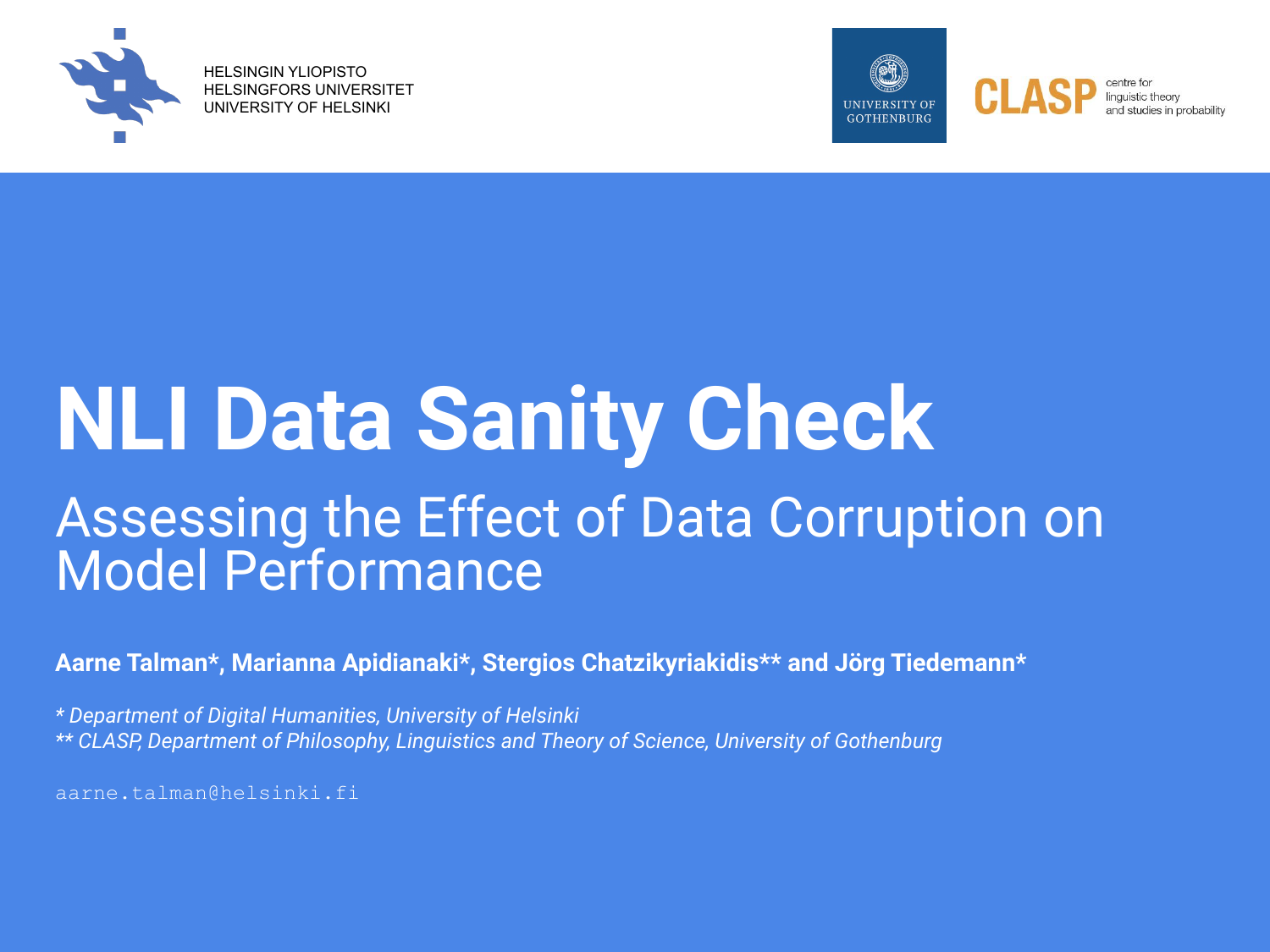HELSINGIN YLIOPISTO
HELSINGFORS UNIVERSITET
UNIVERSITY OF HELSINKI

UNIVERSITY OF GOTHENBURG

CLASP centre for linguistic theory and studies in probability

# NLI Data Sanity Check

## Assessing the Effect of Data Corruption on Model Performance

**Aarne Talman*, Marianna Apidianaki*, Stergios Chatzikyriakidis** and Jörg Tiedemann***

*\* Department of Digital Humanities, University of Helsinki*
*\*\* CLASP, Department of Philosophy, Linguistics and Theory of Science, University of Gothenburg*

aarne.talman@helsinki.fi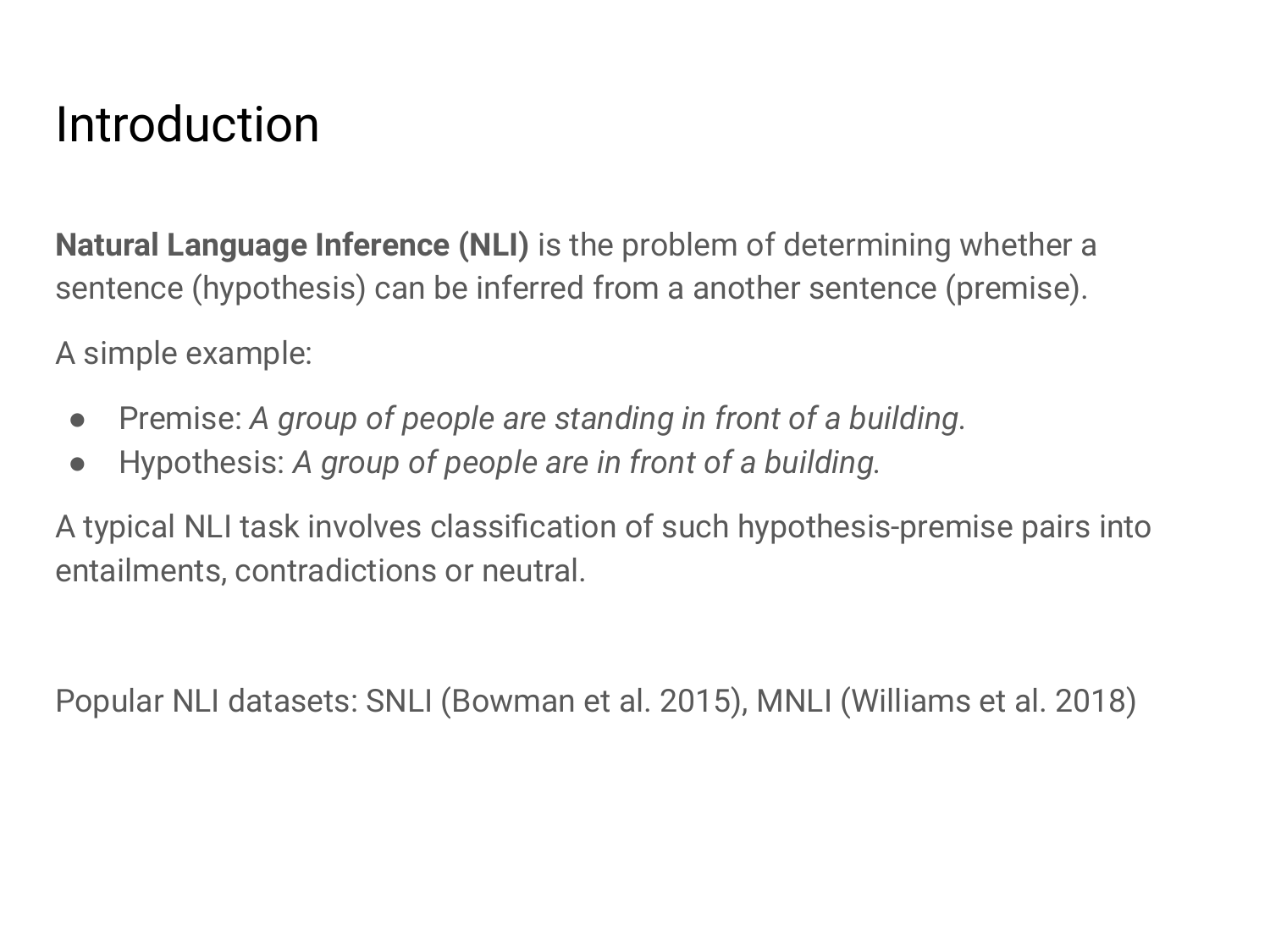# Introduction

**Natural Language Inference (NLI)** is the problem of determining whether a sentence (hypothesis) can be inferred from a another sentence (premise).

A simple example:

- Premise: *A group of people are standing in front of a building.*
- Hypothesis: *A group of people are in front of a building.*

A typical NLI task involves classification of such hypothesis-premise pairs into entailments, contradictions or neutral.

Popular NLI datasets: SNLI (Bowman et al. 2015), MNLI (Williams et al. 2018)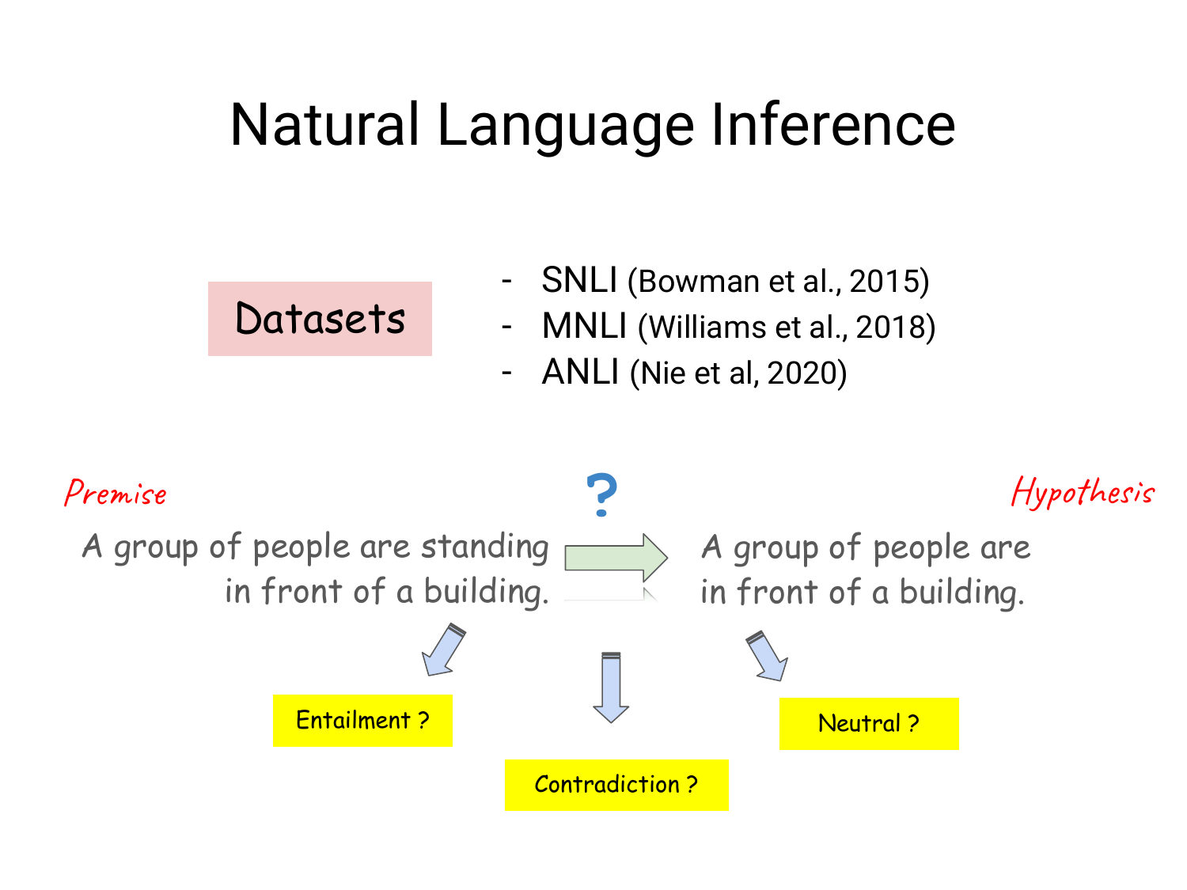# Natural Language Inference

**Datasets**

- SNLI (Bowman et al., 2015)
- MNLI (Williams et al., 2018)
- ANLI (Nie et al, 2020)

*Premise*

A group of people are standing in front of a building.

?

*Hypothesis*

A group of people are in front of a building.

Entailment ?

Contradiction ?

Neutral ?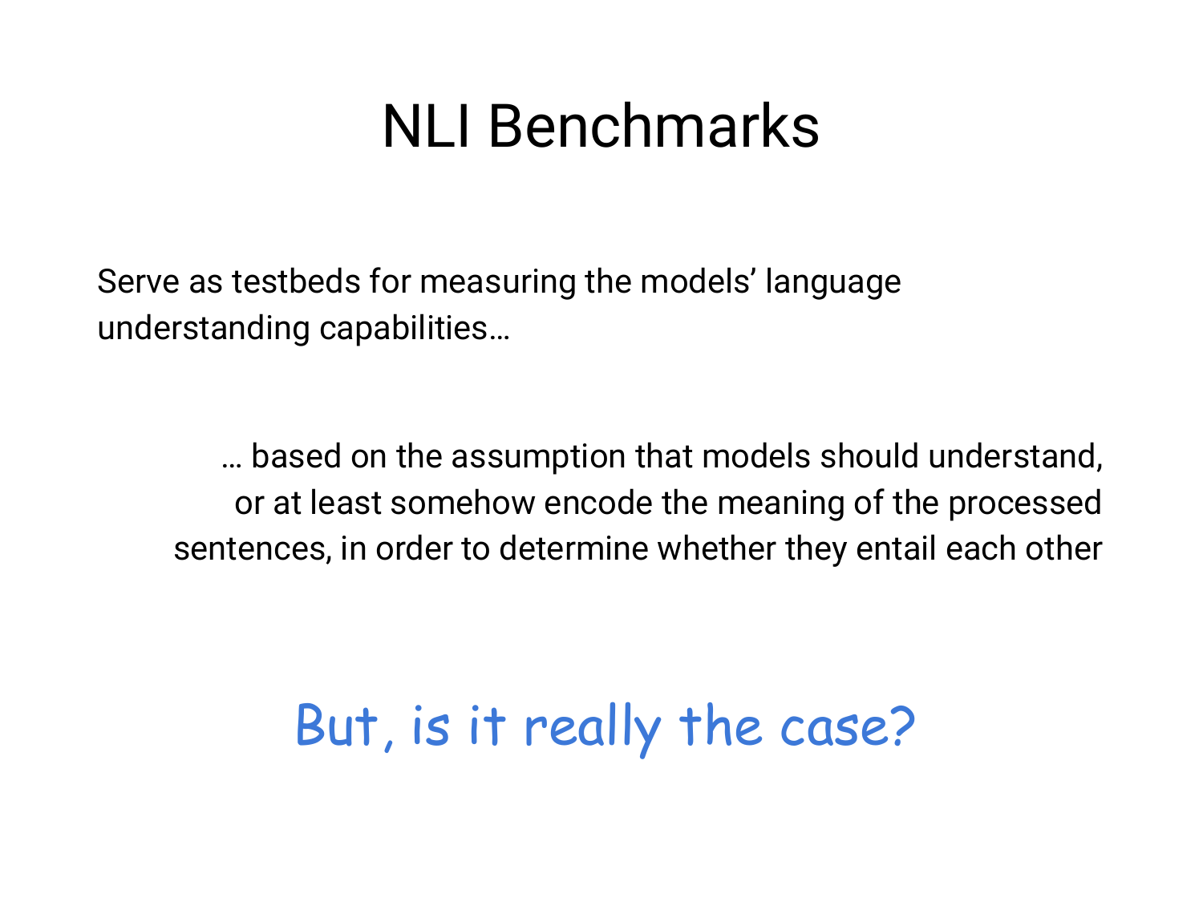# NLI Benchmarks

Serve as testbeds for measuring the models' language understanding capabilities…

… based on the assumption that models should understand, or at least somehow encode the meaning of the processed sentences, in order to determine whether they entail each other

But, is it really the case?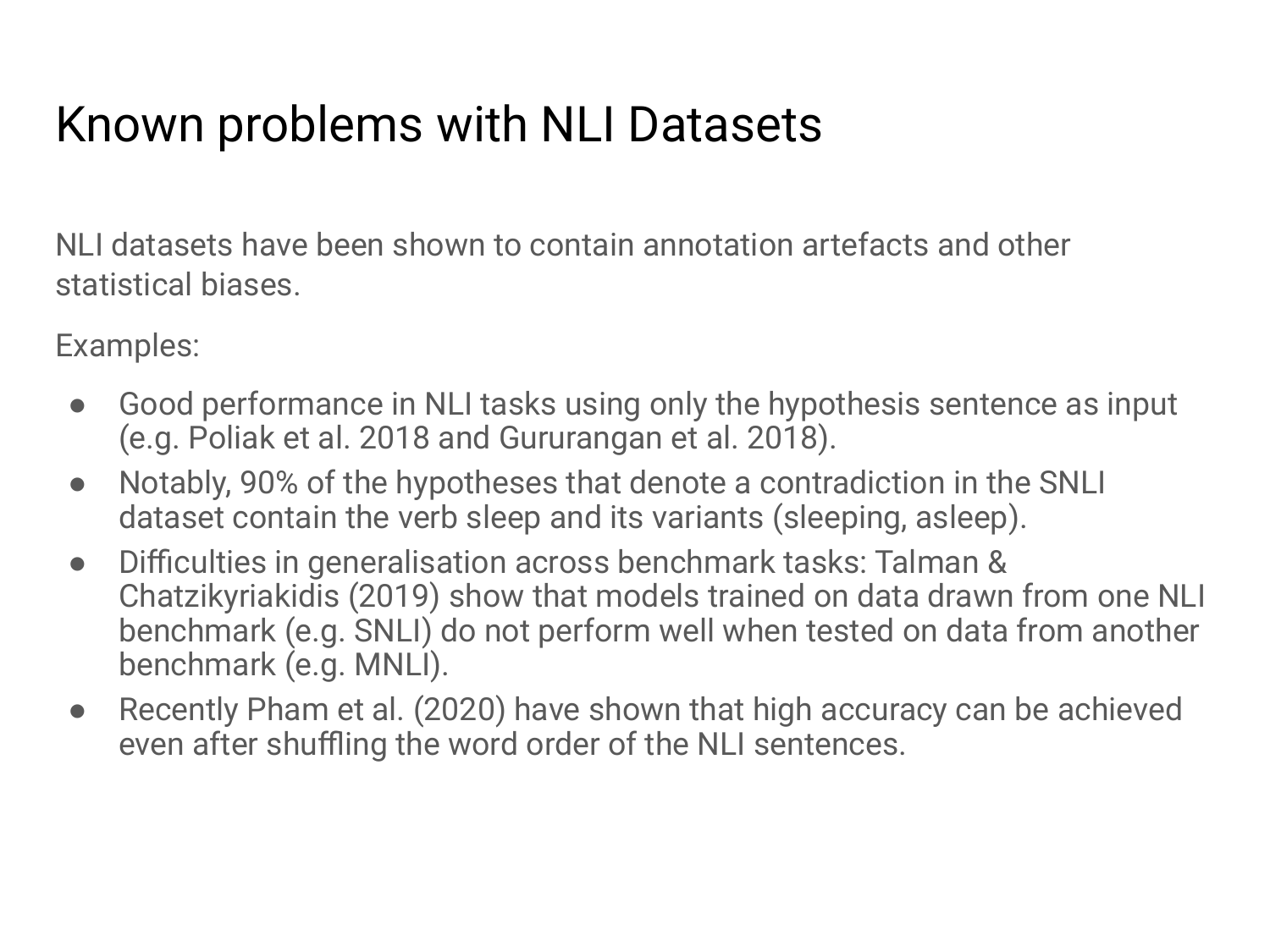# Known problems with NLI Datasets

NLI datasets have been shown to contain annotation artefacts and other statistical biases.

Examples:

- Good performance in NLI tasks using only the hypothesis sentence as input (e.g. Poliak et al. 2018 and Gururangan et al. 2018).
- Notably, 90% of the hypotheses that denote a contradiction in the SNLI dataset contain the verb sleep and its variants (sleeping, asleep).
- Difficulties in generalisation across benchmark tasks: Talman & Chatzikyriakidis (2019) show that models trained on data drawn from one NLI benchmark (e.g. SNLI) do not perform well when tested on data from another benchmark (e.g. MNLI).
- Recently Pham et al. (2020) have shown that high accuracy can be achieved even after shuffling the word order of the NLI sentences.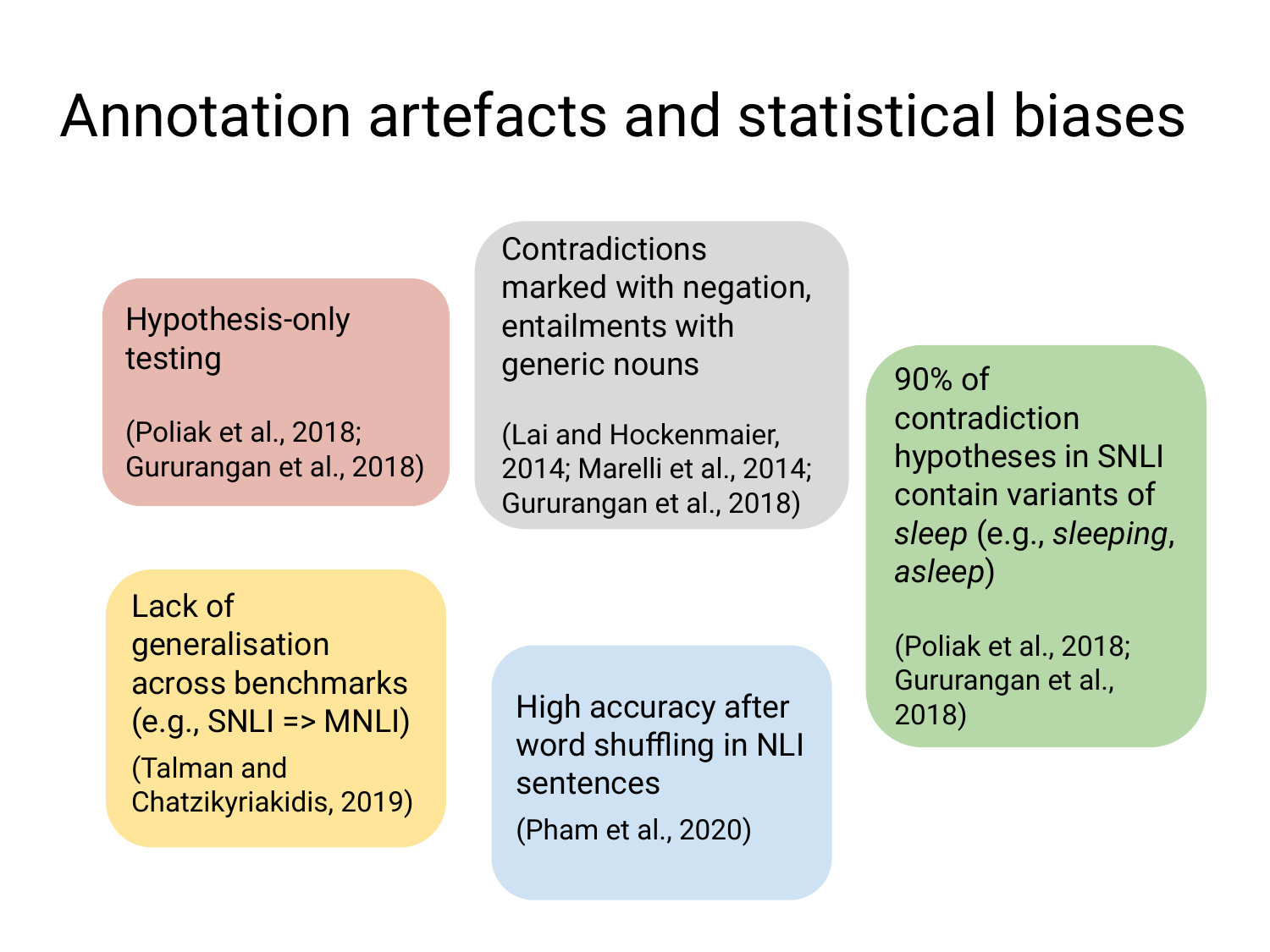# Annotation artefacts and statistical biases

Hypothesis-only testing

(Poliak et al., 2018; Gururangan et al., 2018)

Contradictions marked with negation, entailments with generic nouns

(Lai and Hockenmaier, 2014; Marelli et al., 2014; Gururangan et al., 2018)

90% of contradiction hypotheses in SNLI contain variants of *sleep* (e.g., *sleeping*, *asleep*)

(Poliak et al., 2018; Gururangan et al., 2018)

Lack of generalisation across benchmarks (e.g., SNLI => MNLI)

(Talman and Chatzikyriakidis, 2019)

High accuracy after word shuffling in NLI sentences

(Pham et al., 2020)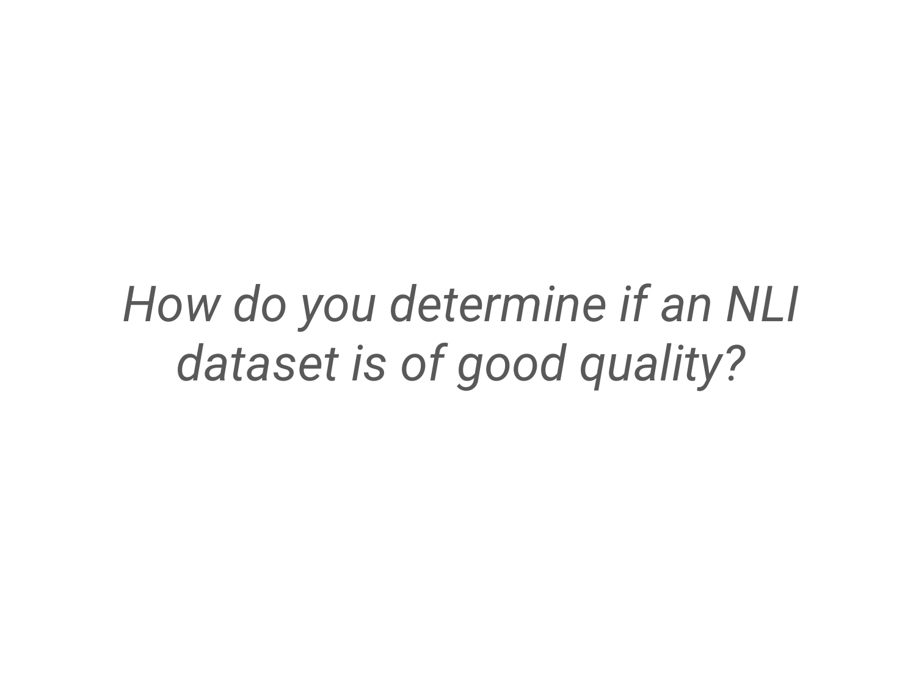*How do you determine if an NLI dataset is of good quality?*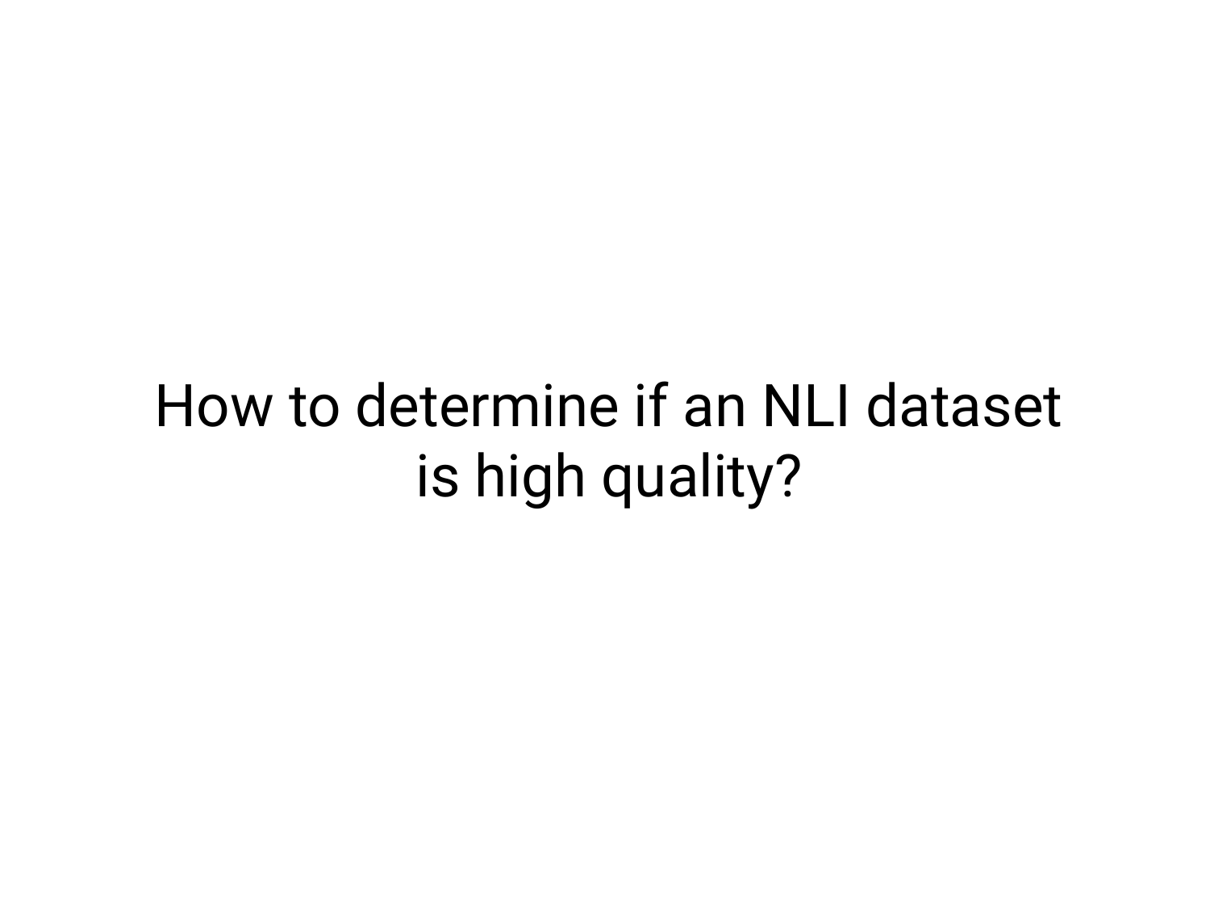# How to determine if an NLI dataset is high quality?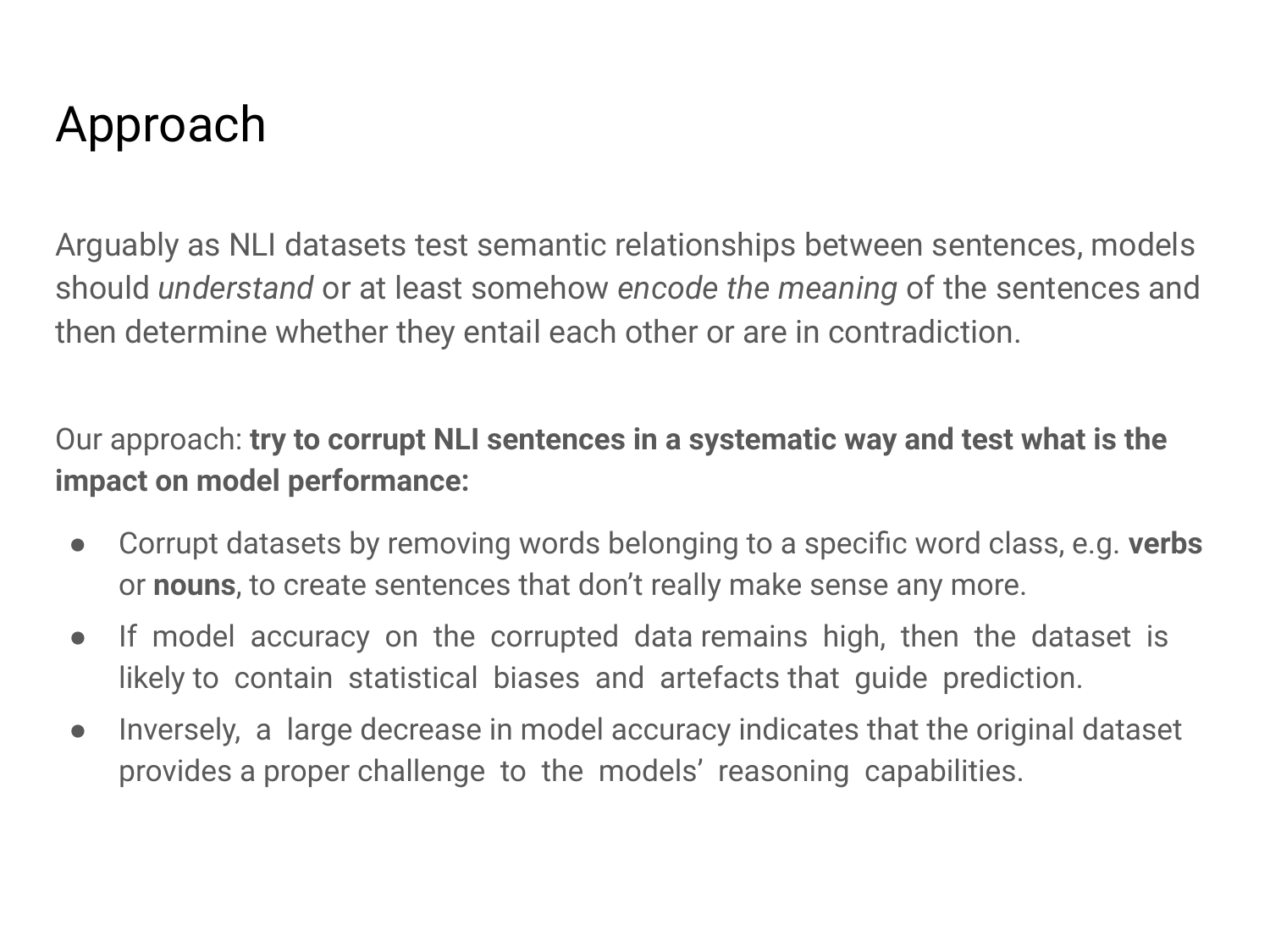# Approach

Arguably as NLI datasets test semantic relationships between sentences, models should *understand* or at least somehow *encode the meaning* of the sentences and then determine whether they entail each other or are in contradiction.

Our approach: **try to corrupt NLI sentences in a systematic way and test what is the impact on model performance:**

- Corrupt datasets by removing words belonging to a specific word class, e.g. **verbs** or **nouns**, to create sentences that don't really make sense any more.
- If model accuracy on the corrupted data remains high, then the dataset is likely to contain statistical biases and artefacts that guide prediction.
- Inversely, a large decrease in model accuracy indicates that the original dataset provides a proper challenge to the models' reasoning capabilities.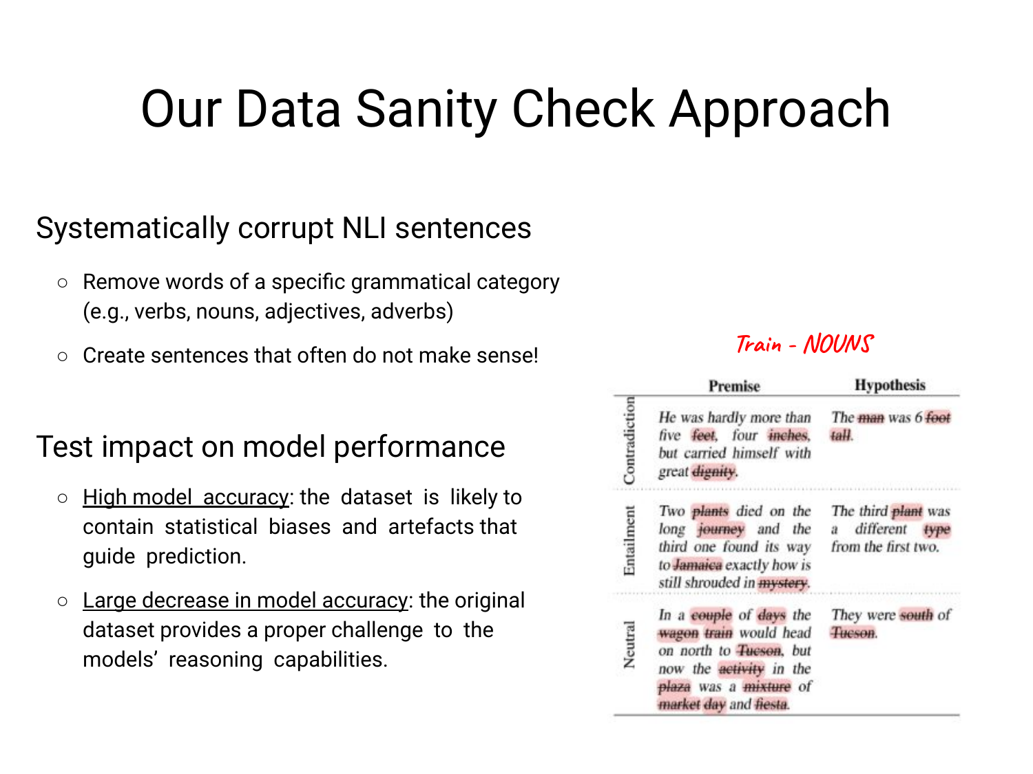# Our Data Sanity Check Approach

## Systematically corrupt NLI sentences

- Remove words of a specific grammatical category (e.g., verbs, nouns, adjectives, adverbs)
- Create sentences that often do not make sense!

## Test impact on model performance

- High model accuracy: the dataset is likely to contain statistical biases and artefacts that guide prediction.
- Large decrease in model accuracy: the original dataset provides a proper challenge to the models' reasoning capabilities.

Train - NOUNS

| | Premise | Hypothesis |
|---|---|---|
| Contradiction | He was hardly more than five ~~feet~~, four ~~inches~~, but carried himself with great ~~dignity~~. | The ~~man~~ was 6 ~~foot~~ ~~tall~~. |
| Entailment | Two ~~plants~~ died on the long ~~journey~~ and the third one found its way to ~~Jamaica~~ exactly how is still shrouded in ~~mystery~~. | The third ~~plant~~ was a different ~~type~~ from the first two. |
| Neutral | In a ~~couple~~ of ~~days~~ the ~~wagon~~ ~~train~~ would head on north to ~~Tucson~~, but now the ~~activity~~ in the ~~plaza~~ was a ~~mixture~~ of ~~market~~ ~~day~~ and ~~fiesta~~. | They were ~~south~~ of ~~Tucson~~. |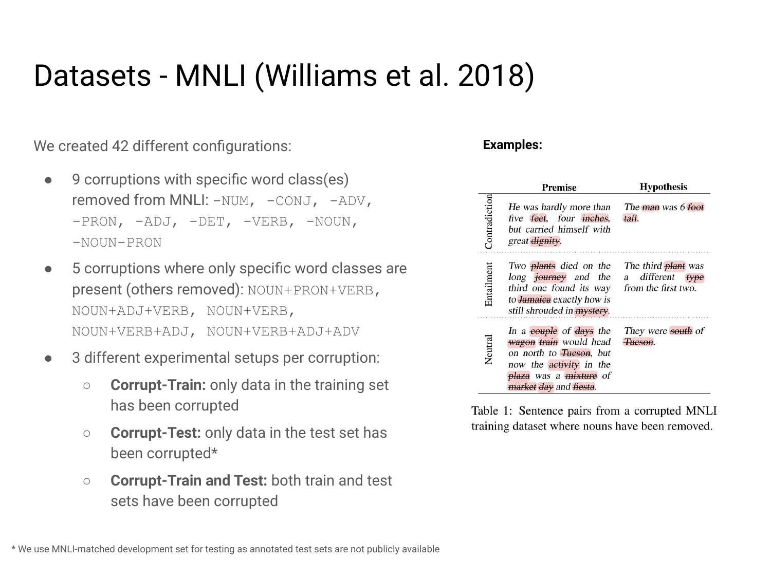# Datasets - MNLI (Williams et al. 2018)

We created 42 different configurations:

- 9 corruptions with specific word class(es) removed from MNLI: `-NUM, -CONJ, -ADV, -PRON, -ADJ, -DET, -VERB, -NOUN, -NOUN-PRON`
- 5 corruptions where only specific word classes are present (others removed): `NOUN+PRON+VERB, NOUN+ADJ+VERB, NOUN+VERB, NOUN+VERB+ADJ, NOUN+VERB+ADJ+ADV`
- 3 different experimental setups per corruption:
  - **Corrupt-Train:** only data in the training set has been corrupted
  - **Corrupt-Test:** only data in the test set has been corrupted*
  - **Corrupt-Train and Test:** both train and test sets have been corrupted

**Examples:**

| | Premise | Hypothesis |
|---|---|---|
| Contradiction | He was hardly more than five ~~feet~~, four ~~inches~~, but carried himself with great ~~dignity~~. | The ~~man~~ was 6 ~~foot~~ ~~tall~~. |
| Entailment | Two ~~plants~~ died on the long ~~journey~~ and the third one found its way to ~~Jamaica~~ exactly how is still shrouded in ~~mystery~~. | The third ~~plant~~ was a different ~~type~~ from the first two. |
| Neutral | In a ~~couple~~ of ~~days~~ the ~~wagon~~ ~~train~~ would head on north to ~~Tucson~~, but now the ~~activity~~ in the ~~plaza~~ was a ~~mixture~~ of ~~market~~ ~~day~~ and ~~fiesta~~. | They were ~~south~~ of ~~Tucson~~. |

Table 1: Sentence pairs from a corrupted MNLI training dataset where nouns have been removed.

\* We use MNLI-matched development set for testing as annotated test sets are not publicly available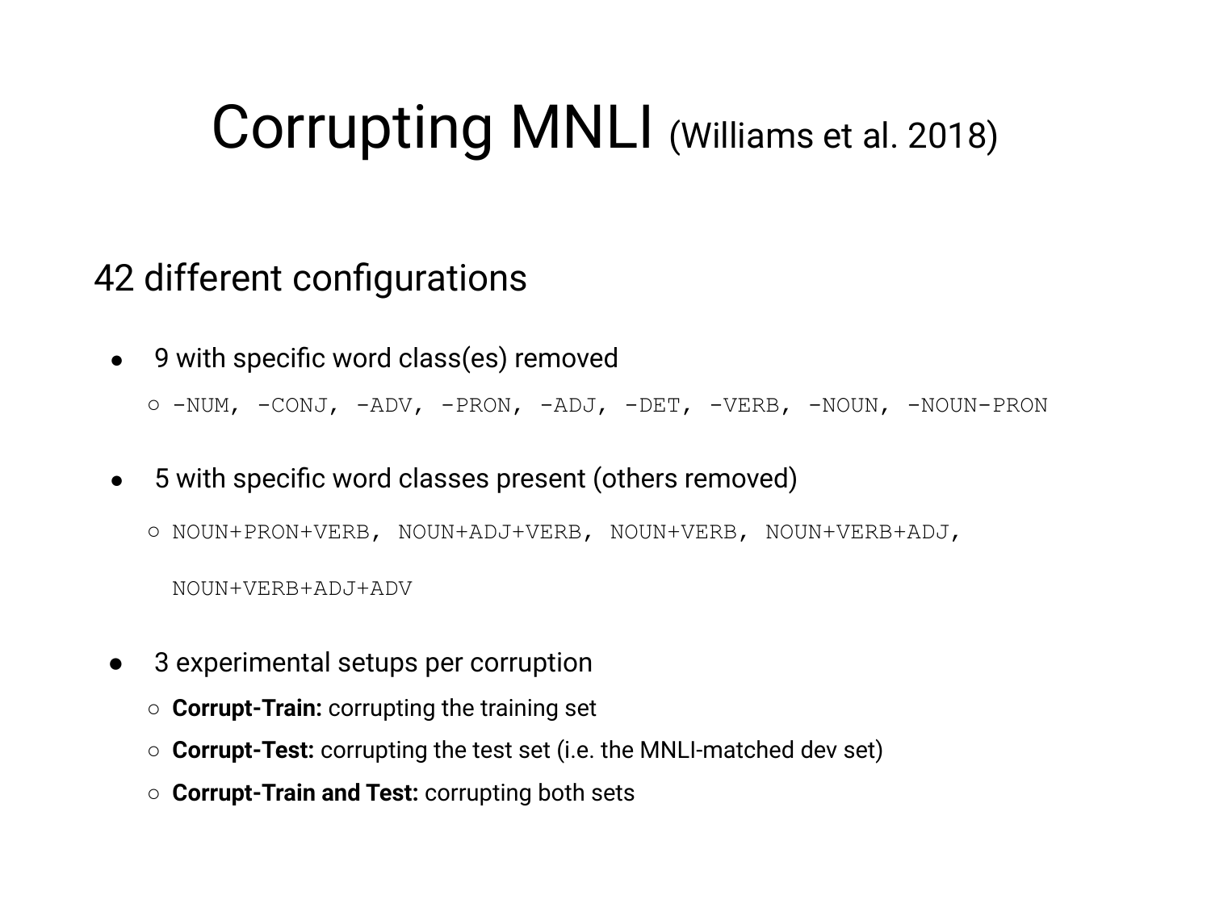# Corrupting MNLI (Williams et al. 2018)

## 42 different configurations

- 9 with specific word class(es) removed
  - `-NUM, -CONJ, -ADV, -PRON, -ADJ, -DET, -VERB, -NOUN, -NOUN-PRON`
- 5 with specific word classes present (others removed)
  - `NOUN+PRON+VERB, NOUN+ADJ+VERB, NOUN+VERB, NOUN+VERB+ADJ, NOUN+VERB+ADJ+ADV`
- 3 experimental setups per corruption
  - **Corrupt-Train:** corrupting the training set
  - **Corrupt-Test:** corrupting the test set (i.e. the MNLI-matched dev set)
  - **Corrupt-Train and Test:** corrupting both sets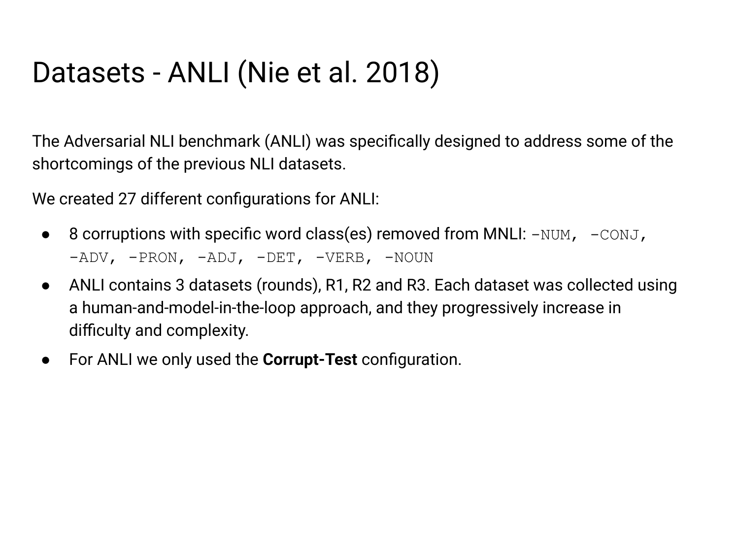# Datasets - ANLI (Nie et al. 2018)

The Adversarial NLI benchmark (ANLI) was specifically designed to address some of the shortcomings of the previous NLI datasets.

We created 27 different configurations for ANLI:

- 8 corruptions with specific word class(es) removed from MNLI: `-NUM, -CONJ, -ADV, -PRON, -ADJ, -DET, -VERB, -NOUN`
- ANLI contains 3 datasets (rounds), R1, R2 and R3. Each dataset was collected using a human-and-model-in-the-loop approach, and they progressively increase in difficulty and complexity.
- For ANLI we only used the **Corrupt-Test** configuration.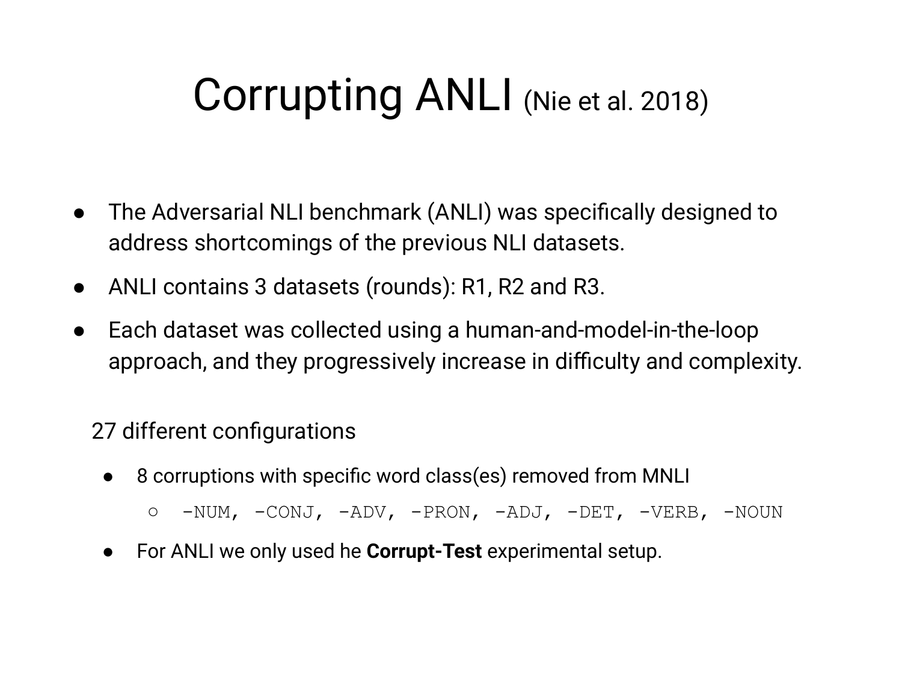# Corrupting ANLI (Nie et al. 2018)

- The Adversarial NLI benchmark (ANLI) was specifically designed to address shortcomings of the previous NLI datasets.
- ANLI contains 3 datasets (rounds): R1, R2 and R3.
- Each dataset was collected using a human-and-model-in-the-loop approach, and they progressively increase in difficulty and complexity.

27 different configurations

- 8 corruptions with specific word class(es) removed from MNLI
  - `-NUM, -CONJ, -ADV, -PRON, -ADJ, -DET, -VERB, -NOUN`
- For ANLI we only used he **Corrupt-Test** experimental setup.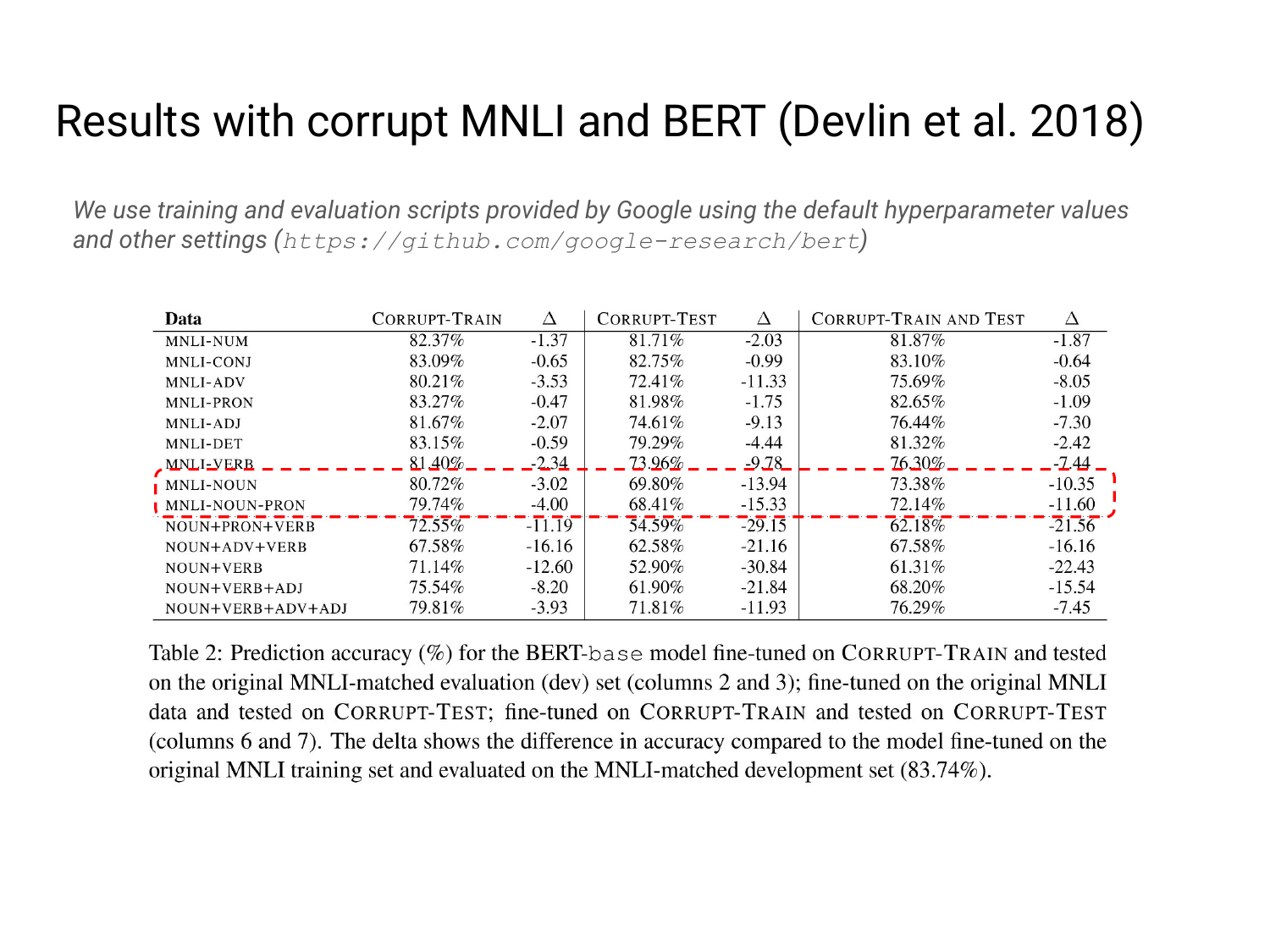# Results with corrupt MNLI and BERT (Devlin et al. 2018)

*We use training and evaluation scripts provided by Google using the default hyperparameter values and other settings (`https://github.com/google-research/bert`)*

| Data | CORRUPT-TRAIN | Δ | CORRUPT-TEST | Δ | CORRUPT-TRAIN AND TEST | Δ |
|---|---|---|---|---|---|---|
| MNLI-NUM | 82.37% | -1.37 | 81.71% | -2.03 | 81.87% | -1.87 |
| MNLI-CONJ | 83.09% | -0.65 | 82.75% | -0.99 | 83.10% | -0.64 |
| MNLI-ADV | 80.21% | -3.53 | 72.41% | -11.33 | 75.69% | -8.05 |
| MNLI-PRON | 83.27% | -0.47 | 81.98% | -1.75 | 82.65% | -1.09 |
| MNLI-ADJ | 81.67% | -2.07 | 74.61% | -9.13 | 76.44% | -7.30 |
| MNLI-DET | 83.15% | -0.59 | 79.29% | -4.44 | 81.32% | -2.42 |
| MNLI-VERB | 81.40% | -2.34 | 73.96% | -9.78 | 76.30% | -7.44 |
| MNLI-NOUN | 80.72% | -3.02 | 69.80% | -13.94 | 73.38% | -10.35 |
| MNLI-NOUN-PRON | 79.74% | -4.00 | 68.41% | -15.33 | 72.14% | -11.60 |
| NOUN+PRON+VERB | 72.55% | -11.19 | 54.59% | -29.15 | 62.18% | -21.56 |
| NOUN+ADV+VERB | 67.58% | -16.16 | 62.58% | -21.16 | 67.58% | -16.16 |
| NOUN+VERB | 71.14% | -12.60 | 52.90% | -30.84 | 61.31% | -22.43 |
| NOUN+VERB+ADJ | 75.54% | -8.20 | 61.90% | -21.84 | 68.20% | -15.54 |
| NOUN+VERB+ADV+ADJ | 79.81% | -3.93 | 71.81% | -11.93 | 76.29% | -7.45 |

Table 2: Prediction accuracy (%) for the BERT-`base` model fine-tuned on CORRUPT-TRAIN and tested on the original MNLI-matched evaluation (dev) set (columns 2 and 3); fine-tuned on the original MNLI data and tested on CORRUPT-TEST; fine-tuned on CORRUPT-TRAIN and tested on CORRUPT-TEST (columns 6 and 7). The delta shows the difference in accuracy compared to the model fine-tuned on the original MNLI training set and evaluated on the MNLI-matched development set (83.74%).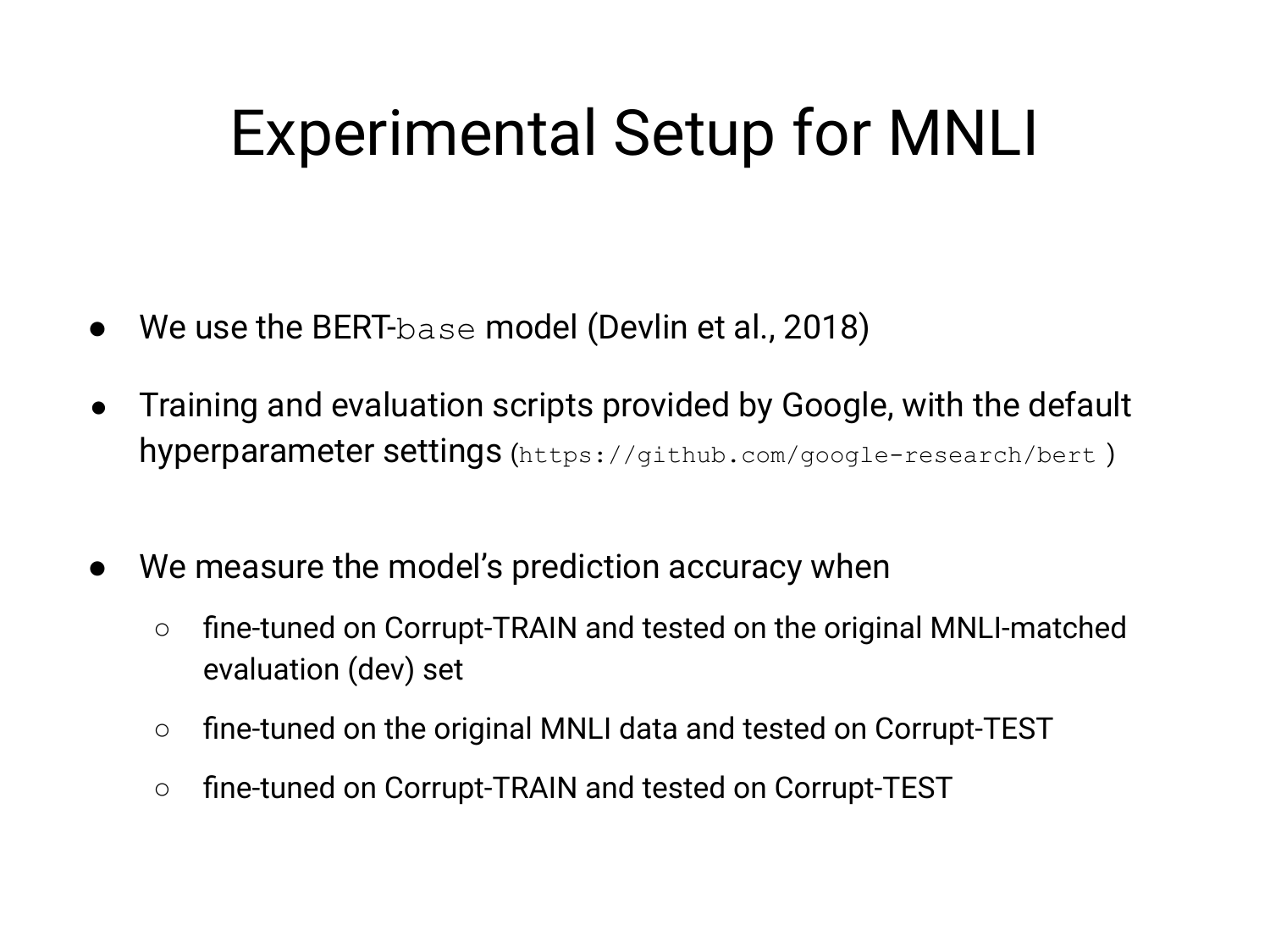# Experimental Setup for MNLI

- We use the BERT-`base` model (Devlin et al., 2018)
- Training and evaluation scripts provided by Google, with the default hyperparameter settings (`https://github.com/google-research/bert`)
- We measure the model's prediction accuracy when
  - fine-tuned on Corrupt-TRAIN and tested on the original MNLI-matched evaluation (dev) set
  - fine-tuned on the original MNLI data and tested on Corrupt-TEST
  - fine-tuned on Corrupt-TRAIN and tested on Corrupt-TEST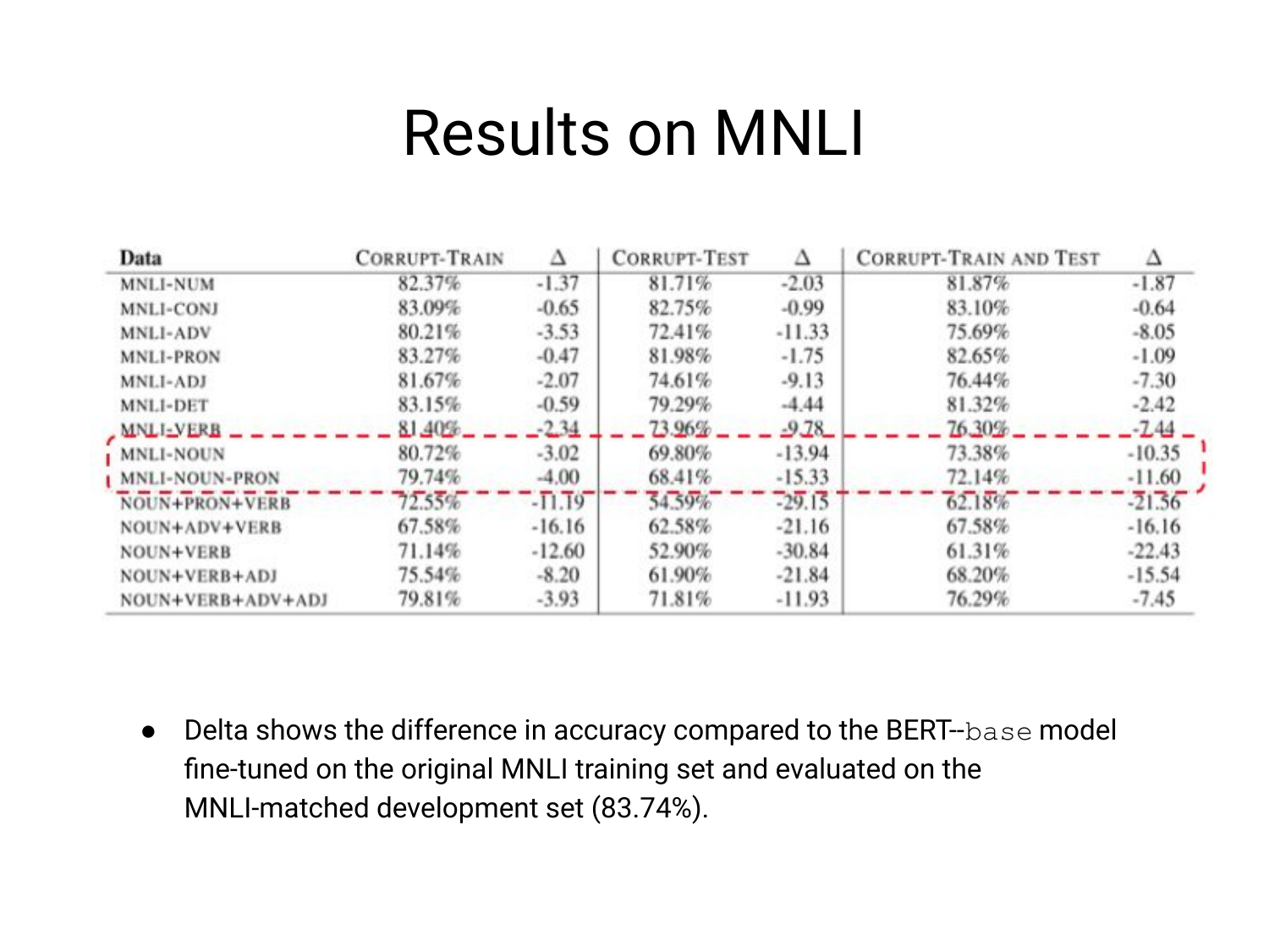# Results on MNLI

| Data | Corrupt-Train | Δ | Corrupt-Test | Δ | Corrupt-Train and Test | Δ |
|---|---|---|---|---|---|---|
| MNLI-NUM | 82.37% | -1.37 | 81.71% | -2.03 | 81.87% | -1.87 |
| MNLI-CONJ | 83.09% | -0.65 | 82.75% | -0.99 | 83.10% | -0.64 |
| MNLI-ADV | 80.21% | -3.53 | 72.41% | -11.33 | 75.69% | -8.05 |
| MNLI-PRON | 83.27% | -0.47 | 81.98% | -1.75 | 82.65% | -1.09 |
| MNLI-ADJ | 81.67% | -2.07 | 74.61% | -9.13 | 76.44% | -7.30 |
| MNLI-DET | 83.15% | -0.59 | 79.29% | -4.44 | 81.32% | -2.42 |
| MNLI-VERB | 81.40% | -2.34 | 73.96% | -9.78 | 76.30% | -7.44 |
| MNLI-NOUN | 80.72% | -3.02 | 69.80% | -13.94 | 73.38% | -10.35 |
| MNLI-NOUN-PRON | 79.74% | -4.00 | 68.41% | -15.33 | 72.14% | -11.60 |
| NOUN+PRON+VERB | 72.55% | -11.19 | 54.59% | -29.15 | 62.18% | -21.56 |
| NOUN+ADV+VERB | 67.58% | -16.16 | 62.58% | -21.16 | 67.58% | -16.16 |
| NOUN+VERB | 71.14% | -12.60 | 52.90% | -30.84 | 61.31% | -22.43 |
| NOUN+VERB+ADJ | 75.54% | -8.20 | 61.90% | -21.84 | 68.20% | -15.54 |
| NOUN+VERB+ADV+ADJ | 79.81% | -3.93 | 71.81% | -11.93 | 76.29% | -7.45 |

- Delta shows the difference in accuracy compared to the BERT-base model fine-tuned on the original MNLI training set and evaluated on the MNLI-matched development set (83.74%).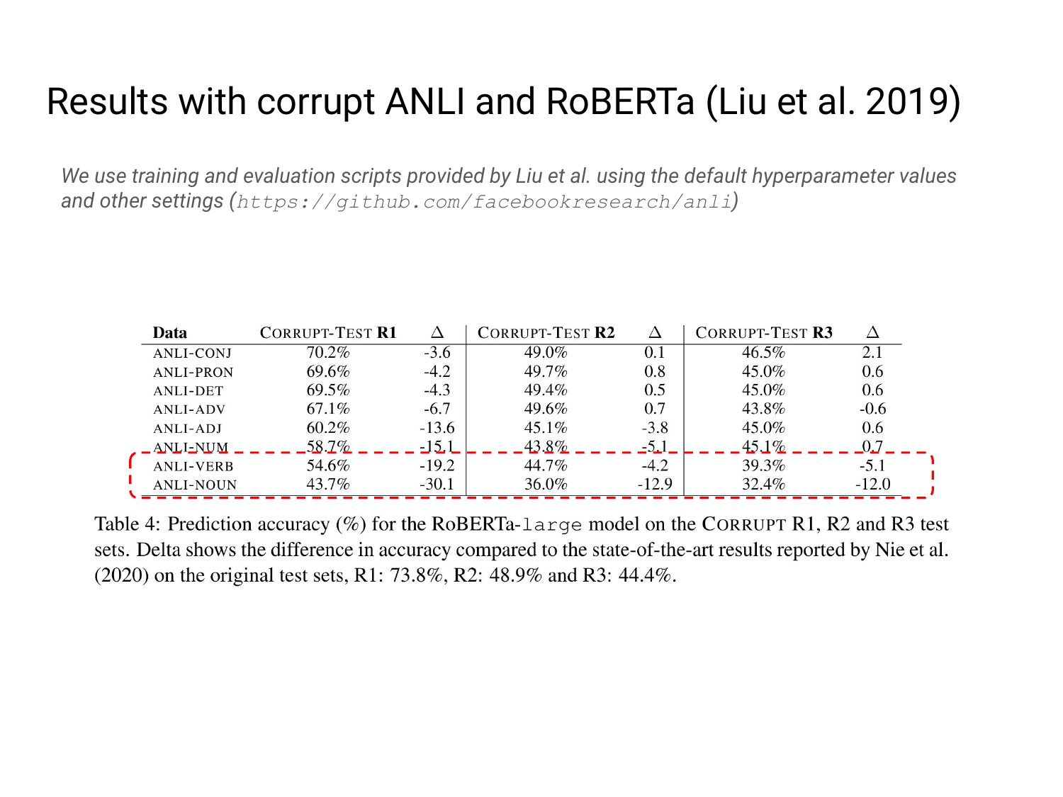# Results with corrupt ANLI and RoBERTa (Liu et al. 2019)

*We use training and evaluation scripts provided by Liu et al. using the default hyperparameter values and other settings (`https://github.com/facebookresearch/anli`)*

| Data | CORRUPT-TEST **R1** | Δ | CORRUPT-TEST **R2** | Δ | CORRUPT-TEST **R3** | Δ |
|---|---|---|---|---|---|---|
| ANLI-CONJ | 70.2% | -3.6 | 49.0% | 0.1 | 46.5% | 2.1 |
| ANLI-PRON | 69.6% | -4.2 | 49.7% | 0.8 | 45.0% | 0.6 |
| ANLI-DET | 69.5% | -4.3 | 49.4% | 0.5 | 45.0% | 0.6 |
| ANLI-ADV | 67.1% | -6.7 | 49.6% | 0.7 | 43.8% | -0.6 |
| ANLI-ADJ | 60.2% | -13.6 | 45.1% | -3.8 | 45.0% | 0.6 |
| ANLI-NUM | 58.7% | -15.1 | 43.8% | -5.1 | 45.1% | 0.7 |
| ANLI-VERB | 54.6% | -19.2 | 44.7% | -4.2 | 39.3% | -5.1 |
| ANLI-NOUN | 43.7% | -30.1 | 36.0% | -12.9 | 32.4% | -12.0 |

Table 4: Prediction accuracy (%) for the RoBERTa-`large` model on the CORRUPT R1, R2 and R3 test sets. Delta shows the difference in accuracy compared to the state-of-the-art results reported by Nie et al. (2020) on the original test sets, R1: 73.8%, R2: 48.9% and R3: 44.4%.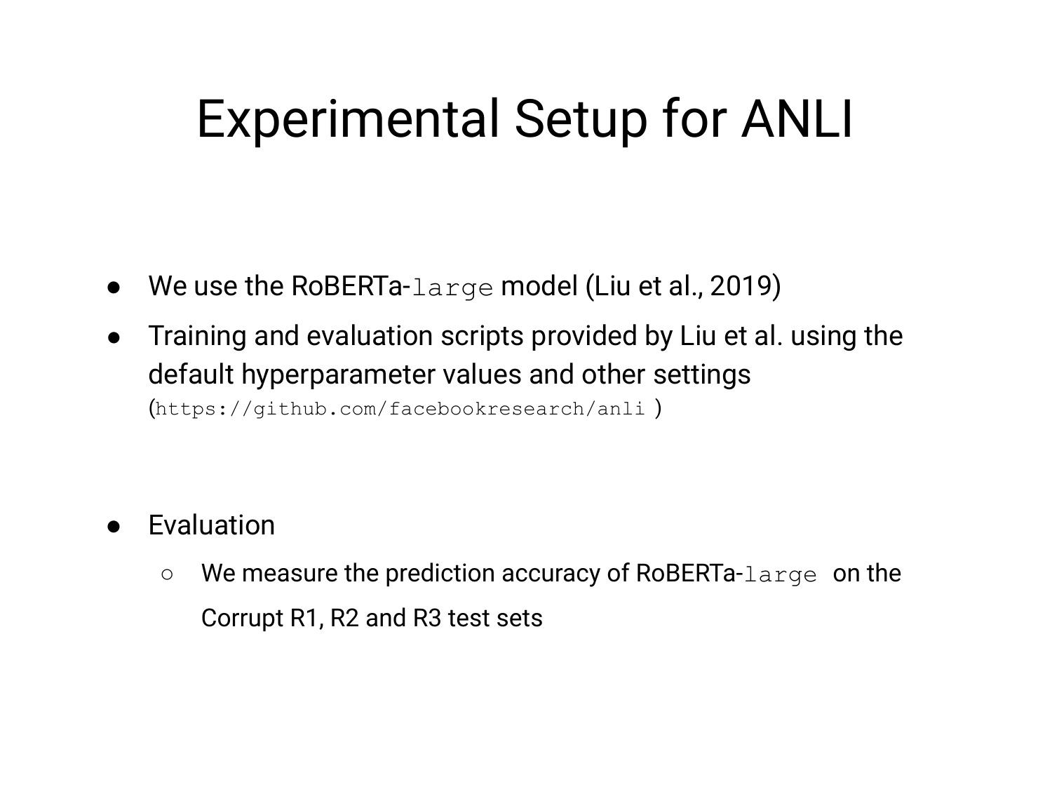# Experimental Setup for ANLI

- We use the RoBERTa-`large` model (Liu et al., 2019)
- Training and evaluation scripts provided by Liu et al. using the default hyperparameter values and other settings (`https://github.com/facebookresearch/anli`)

- Evaluation
  - We measure the prediction accuracy of RoBERTa-`large` on the Corrupt R1, R2 and R3 test sets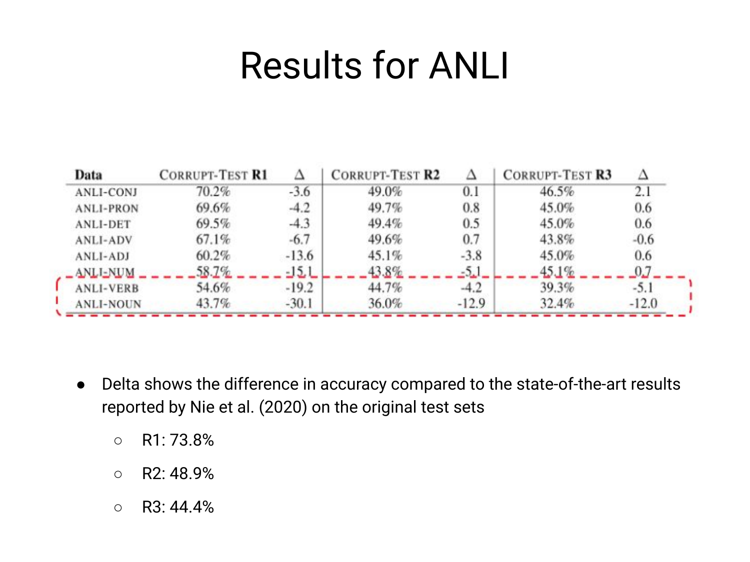# Results for ANLI

| Data | Corrupt-Test **R1** | Δ | Corrupt-Test **R2** | Δ | Corrupt-Test **R3** | Δ |
|---|---|---|---|---|---|---|
| ANLI-CONJ | 70.2% | -3.6 | 49.0% | 0.1 | 46.5% | 2.1 |
| ANLI-PRON | 69.6% | -4.2 | 49.7% | 0.8 | 45.0% | 0.6 |
| ANLI-DET | 69.5% | -4.3 | 49.4% | 0.5 | 45.0% | 0.6 |
| ANLI-ADV | 67.1% | -6.7 | 49.6% | 0.7 | 43.8% | -0.6 |
| ANLI-ADJ | 60.2% | -13.6 | 45.1% | -3.8 | 45.0% | 0.6 |
| ANLI-NUM | 58.7% | -15.1 | 43.8% | -5.1 | 45.1% | 0.7 |
| ANLI-VERB | 54.6% | -19.2 | 44.7% | -4.2 | 39.3% | -5.1 |
| ANLI-NOUN | 43.7% | -30.1 | 36.0% | -12.9 | 32.4% | -12.0 |

- Delta shows the difference in accuracy compared to the state-of-the-art results reported by Nie et al. (2020) on the original test sets
  - R1: 73.8%
  - R2: 48.9%
  - R3: 44.4%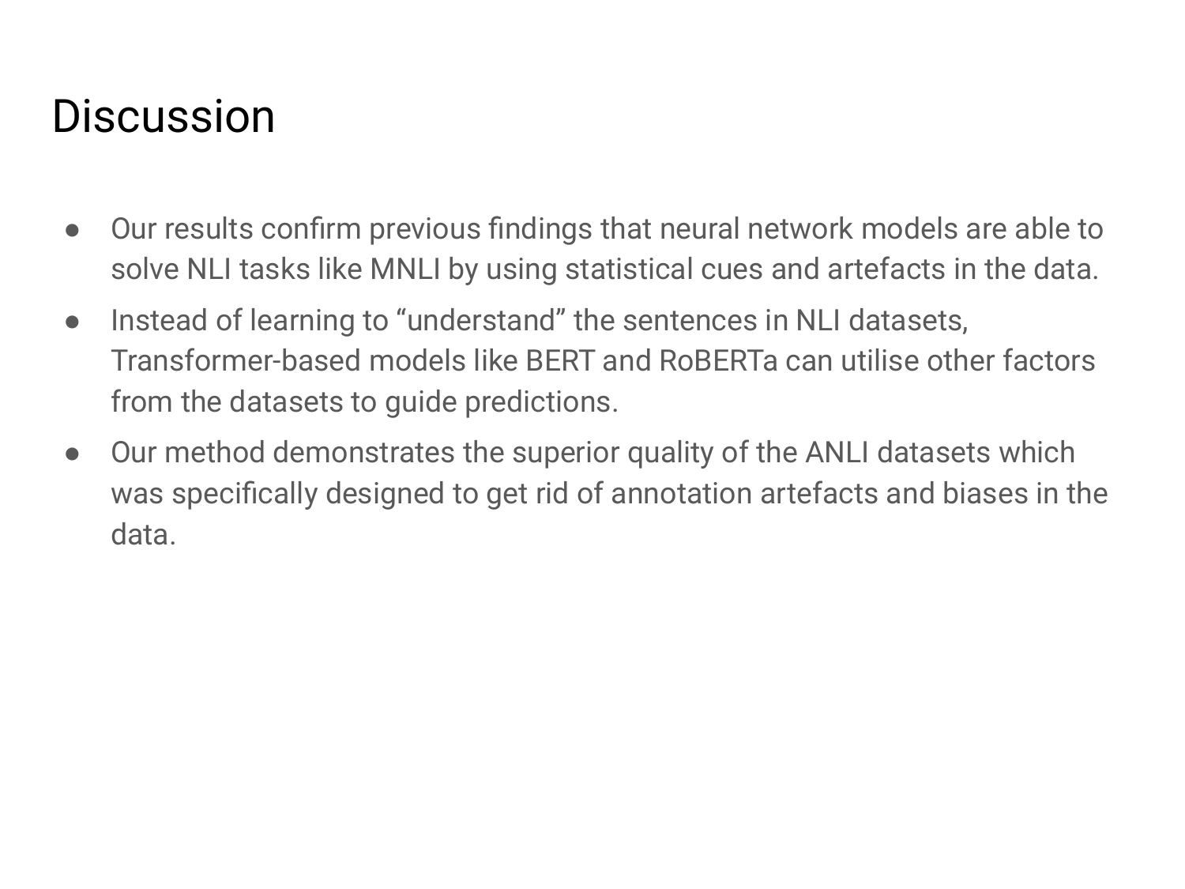# Discussion

- Our results confirm previous findings that neural network models are able to solve NLI tasks like MNLI by using statistical cues and artefacts in the data.
- Instead of learning to "understand" the sentences in NLI datasets, Transformer-based models like BERT and RoBERTa can utilise other factors from the datasets to guide predictions.
- Our method demonstrates the superior quality of the ANLI datasets which was specifically designed to get rid of annotation artefacts and biases in the data.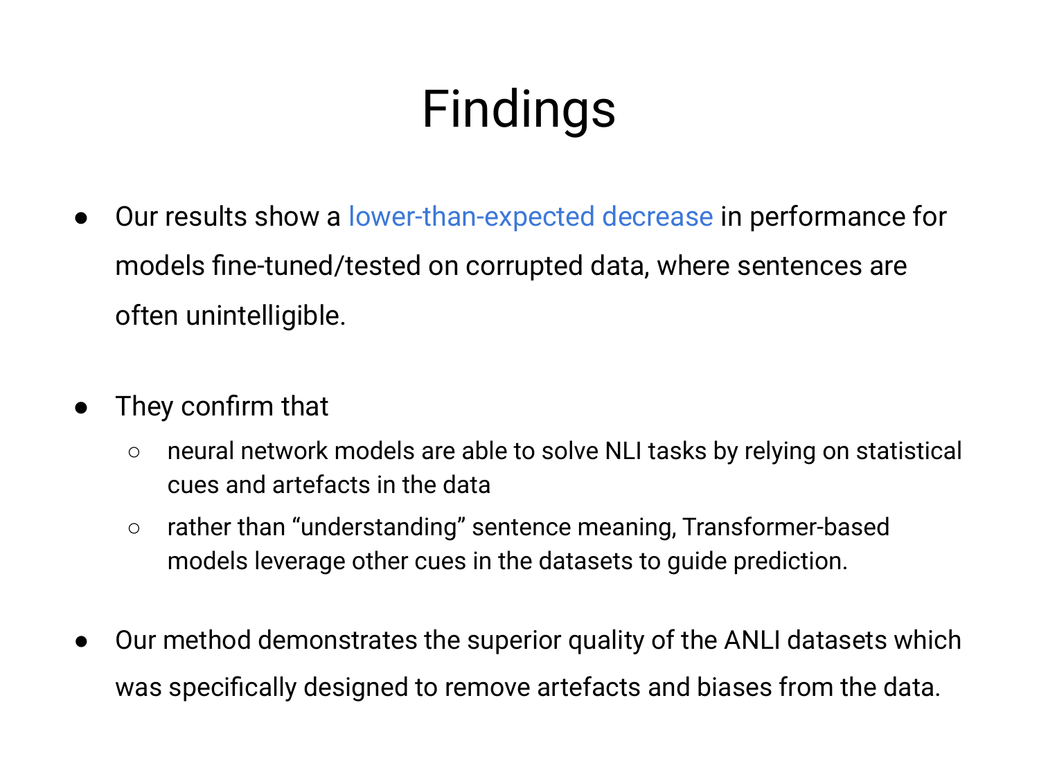# Findings

- Our results show a lower-than-expected decrease in performance for models fine-tuned/tested on corrupted data, where sentences are often unintelligible.

- They confirm that
  - neural network models are able to solve NLI tasks by relying on statistical cues and artefacts in the data
  - rather than "understanding" sentence meaning, Transformer-based models leverage other cues in the datasets to guide prediction.

- Our method demonstrates the superior quality of the ANLI datasets which was specifically designed to remove artefacts and biases from the data.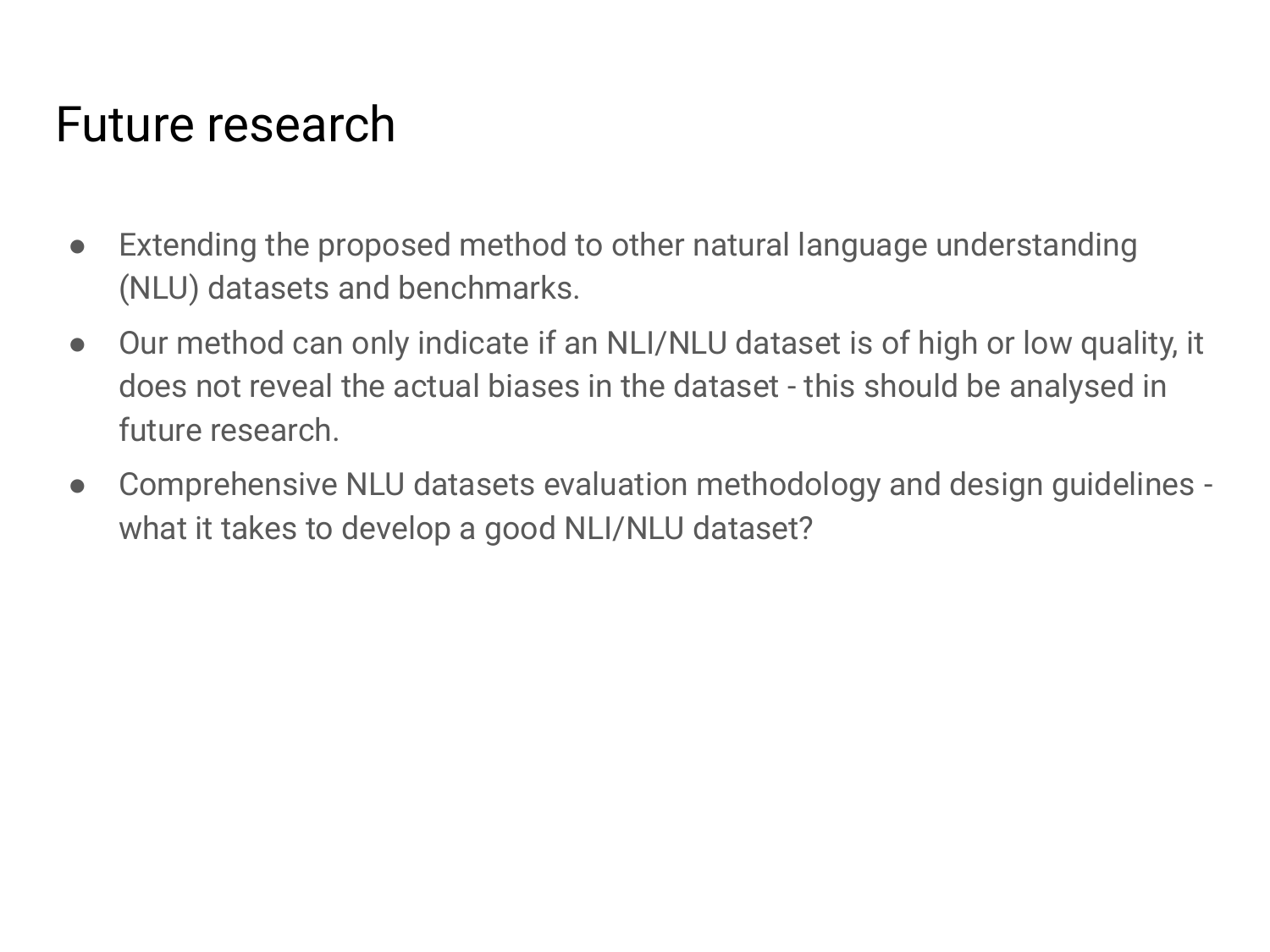# Future research

- Extending the proposed method to other natural language understanding (NLU) datasets and benchmarks.
- Our method can only indicate if an NLI/NLU dataset is of high or low quality, it does not reveal the actual biases in the dataset - this should be analysed in future research.
- Comprehensive NLU datasets evaluation methodology and design guidelines - what it takes to develop a good NLI/NLU dataset?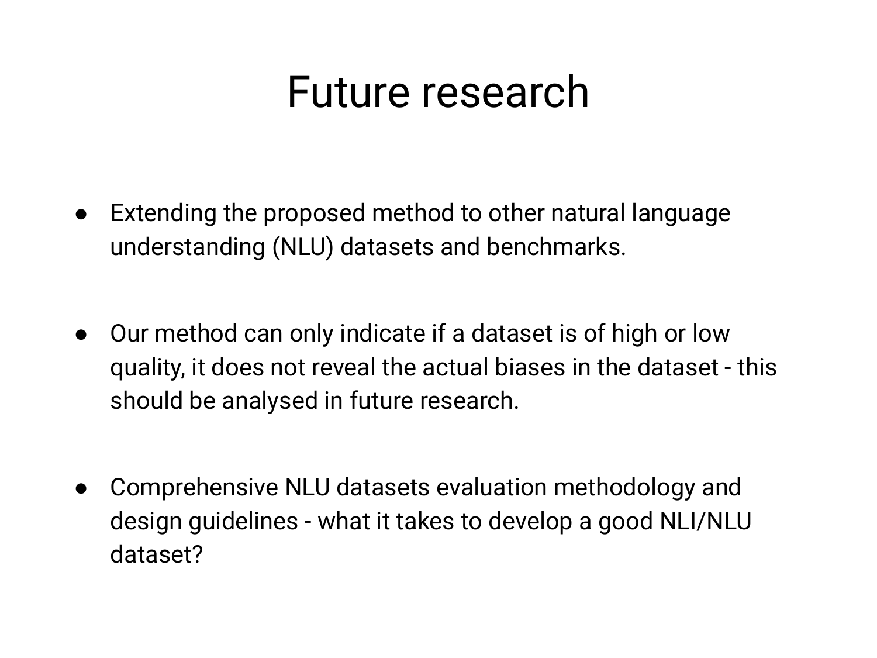# Future research

- Extending the proposed method to other natural language understanding (NLU) datasets and benchmarks.

- Our method can only indicate if a dataset is of high or low quality, it does not reveal the actual biases in the dataset - this should be analysed in future research.

- Comprehensive NLU datasets evaluation methodology and design guidelines - what it takes to develop a good NLI/NLU dataset?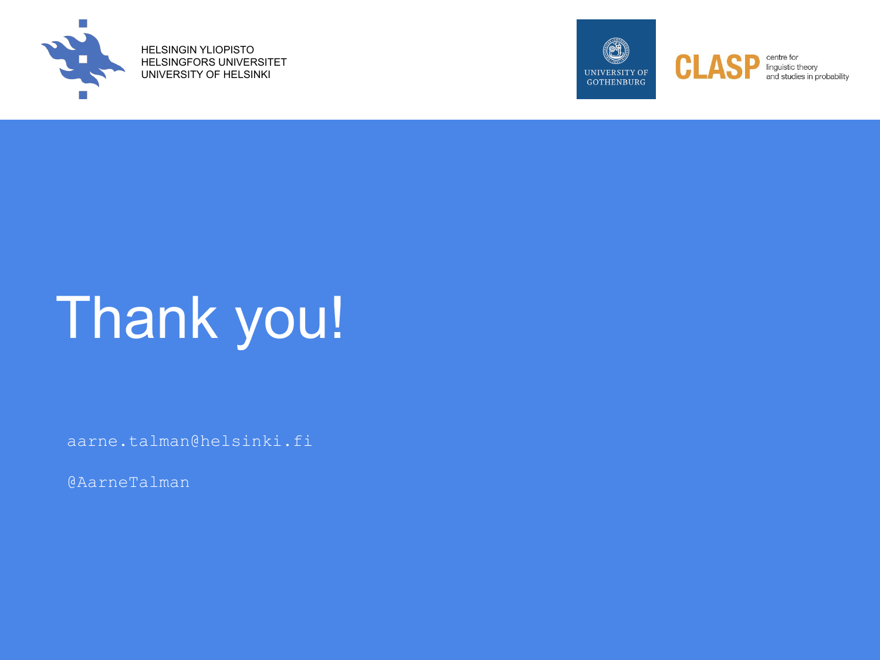HELSINGIN YLIOPISTO
HELSINGFORS UNIVERSITET
UNIVERSITY OF HELSINKI

UNIVERSITY OF GOTHENBURG

CLASP centre for linguistic theory and studies in probability

# Thank you!

aarne.talman@helsinki.fi

@AarneTalman